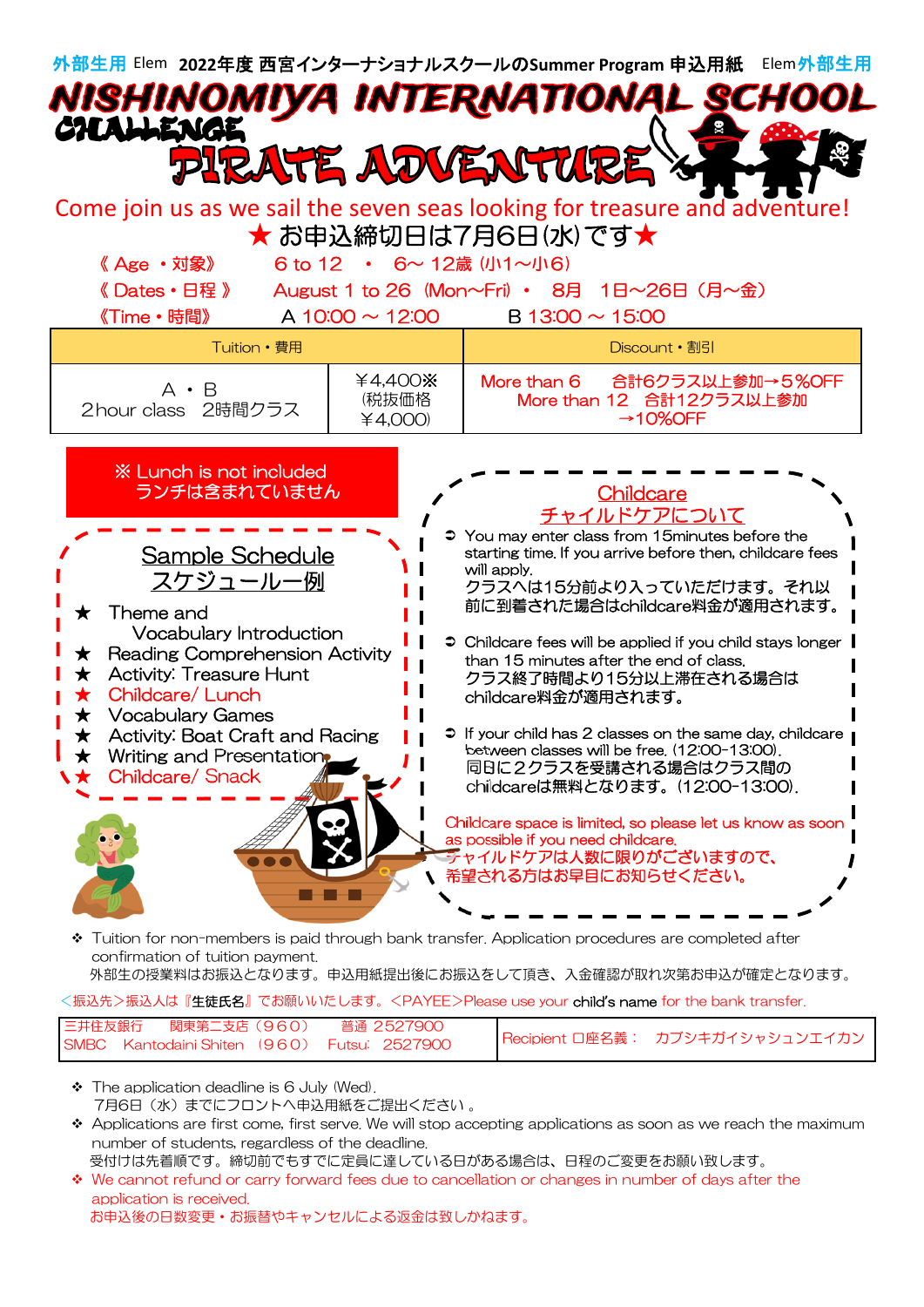外部生用 Elem **2022年度 西宮インターナショナルスクールのSummer Program 申込用紙** Elem外部生用

# NISHINOMIYA INTERNATIONAL SCHOOL

## CHALLENGE PIRATE ADVENTURE

Come join us as we sail the seven seas looking for treasure and adventure!

★ お申込締切日は7月6日(水)です★

《 Age ・対象》 6 to 12 ・ 6～12歳（小1～小6）

《 Dates・日程 》 August 1 to 26 (Mon~Fri) ・ 8月 1日~26日（月~金）

《Time・時間》 A 10:00 ～ 12:00 B 13:00 ～ 15:00

| Tuition・費用 | | Discount・割引 |
|---|---|---|
| A ・ B<br>2hour class 2時間クラス | ¥4,400※<br>(税抜価格 ¥4,000) | More than 6 合計6クラス以上参加→5%OFF<br>More than 12 合計12クラス以上参加 →10%OFF |

※ Lunch is not included
ランチは含まれていません

### Sample Schedule
### スケジュール一例

- ★ Theme and Vocabulary Introduction
- ★ Reading Comprehension Activity
- ★ Activity: Treasure Hunt
- ★ Childcare/ Lunch
- ★ Vocabulary Games
- ★ Activity: Boat Craft and Racing
- ★ Writing and Presentation
- ★ Childcare/ Snack

### Childcare
### チャイルドケアについて

- You may enter class from 15minutes before the starting time. If you arrive before then, childcare fees will apply.
  クラスへは15分前より入っていただけます。それ以前に到着された場合はchildcare料金が適用されます。
- Childcare fees will be applied if you child stays longer than 15 minutes after the end of class.
  クラス終了時間より15分以上滞在される場合はchildcare料金が適用されます。
- If your child has 2 classes on the same day, childcare between classes will be free. (12:00-13:00).
  同日に2クラスを受講される場合はクラス間のchildcareは無料となります。(12:00-13:00).

Childcare space is limited, so please let us know as soon as possible if you need childcare.
チャイルドケアは人数に限りがございますので、希望される方はお早目にお知らせください。

- ❖ Tuition for non-members is paid through bank transfer. Application procedures are completed after confirmation of tuition payment.
  外部生の授業料はお振込となります。申込用紙提出後にお振込をして頂き、入金確認が取れ次第お申込が確定となります。

<振込先>振込人は『生徒氏名』でお願いいたします。<PAYEE>Please use your child's name for the bank transfer.

| 三井住友銀行 関東第二支店（960） 普通 2527900<br>SMBC Kantodaini Shiten (960) Futsu: 2527900 | Recipient 口座名義： カブシキガイシャシュンエイカン |
|---|---|

- ❖ The application deadline is 6 July (Wed).
  7月6日（水）までにフロントへ申込用紙をご提出ください。
- ❖ Applications are first come, first serve. We will stop accepting applications as soon as we reach the maximum number of students, regardless of the deadline.
  受付けは先着順です。締切前でもすでに定員に達している日がある場合は、日程のご変更をお願い致します。
- ❖ We cannot refund or carry forward fees due to cancellation or changes in number of days after the application is received.
  お申込後の日数変更・お振替やキャンセルによる返金は致しかねます。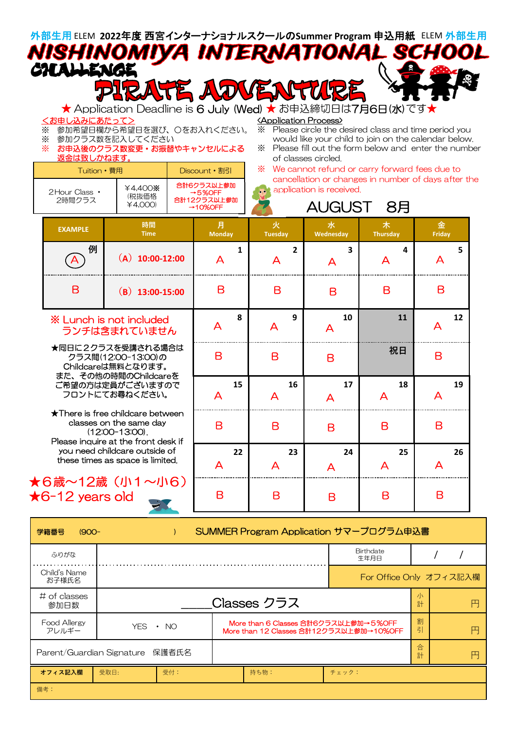外部生用 ELEM 2022年度 西宮インターナショナルスクールのSummer Program 申込用紙 ELEM 外部生用

# NISHINOMIYA INTERNATIONAL SCHOOL

# CHALLENGE PIRATE ADVENTURE

★ Application Deadline is 6 July (Wed) ★ お申込締切日は7月6日(水)です★

<お申し込みにあたって>

※ 参加希望日欄から希望日を選び、〇をお入れください。
※ 参加クラス数を記入してください
※ お申込後のクラス数変更・お振替やキャンセルによる返金は致しかねます。

<Application Process>

※ Please circle the desired class and time period you would like your child to join on the calendar below.
※ Please fill out the form below and enter the number of classes circled.
※ We cannot refund or carry forward fees due to cancellation or changes in number of days after the application is received.

| Tuition・費用 | | Discount・割引 |
|---|---|---|
| 2Hour Class ・ 2時間クラス | ¥4,400※ (税抜価格 ¥4,000) | 合計6クラス以上参加 →5%OFF 合計12クラス以上参加 →10%OFF |

AUGUST 8月

| EXAMPLE | 時間 Time | 月 Monday | 火 Tuesday | 水 Wednesday | 木 Thursday | 金 Friday |
|---|---|---|---|---|---|---|
| 例 (A) | (A) 10:00-12:00 | 1 A | 2 A | 3 A | 4 A | 5 A |
| B | (B) 13:00-15:00 | B | B | B | B | B |
| | | 8 A | 9 A | 10 A | 11 | 12 A |
| | | B | B | B | 祝日 | B |
| | | 15 A | 16 A | 17 A | 18 A | 19 A |
| | | B | B | B | B | B |
| | | 22 A | 23 A | 24 A | 25 A | 26 A |
| | | B | B | B | B | B |

※ Lunch is not included
ランチは含まれていません

★同日に2クラスを受講される場合はクラス間(12:00-13:00)のChildcareは無料となります。
また、その他の時間のChildcareをご希望の方は定員がございますのでフロントにてお尋ねください。

★There is free childcare between classes on the same day (12:00-13:00).
Please inquire at the front desk if you need childcare outside of these times as space is limited.

★6歳～12歳（小1～小6）
★6-12 years old

| 学籍番号 (900- ) | SUMMER Program Application サマープログラム申込書 | | | |
|---|---|---|---|---|
| ふりがな / Child's Name お子様氏名 | | Birthdate 生年月日 | / / | |
| | | For Office Only オフィス記入欄 | | |
| # of classes 参加日数 | ____Classes クラス | | 小計 | 円 |
| Food Allergy アレルギー | YES ・ NO | More than 6 Classes 合計6クラス以上参加→5%OFF More than 12 Classes 合計12クラス以上参加→10%OFF | 割引 | 円 |
| Parent/Guardian Signature 保護者氏名 | | | 合計 | 円 |

| オフィス記入欄 | 受取日: | 受付： | 持ち物： | チェック： |
|---|---|---|---|---|
| 備考： | | | | |